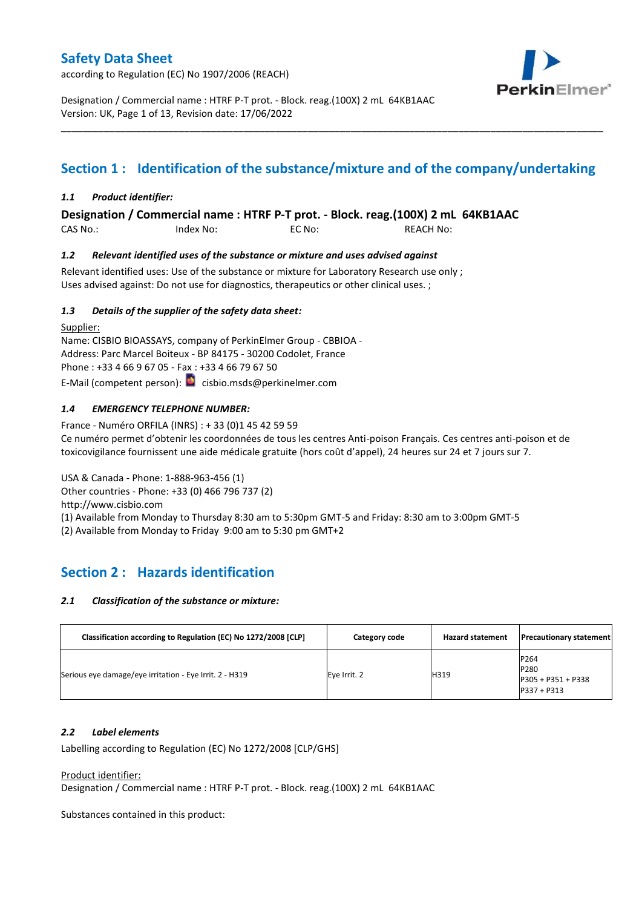# Safety Data Sheet

according to Regulation (EC) No 1907/2006 (REACH)

Designation / Commercial name : HTRF P-T prot. - Block. reag.(100X) 2 mL 64KB1AAC
Version: UK, Page 1 of 13, Revision date: 17/06/2022

## Section 1 : Identification of the substance/mixture and of the company/undertaking

### *1.1 Product identifier:*

**Designation / Commercial name : HTRF P-T prot. - Block. reag.(100X) 2 mL 64KB1AAC**

CAS No.: Index No: EC No: REACH No:

### *1.2 Relevant identified uses of the substance or mixture and uses advised against*

Relevant identified uses: Use of the substance or mixture for Laboratory Research use only ;
Uses advised against: Do not use for diagnostics, therapeutics or other clinical uses. ;

### *1.3 Details of the supplier of the safety data sheet:*

Supplier:
Name: CISBIO BIOASSAYS, company of PerkinElmer Group - CBBIOA -
Address: Parc Marcel Boiteux - BP 84175 - 30200 Codolet, France
Phone : +33 4 66 9 67 05 - Fax : +33 4 66 79 67 50
E-Mail (competent person): cisbio.msds@perkinelmer.com

### *1.4 EMERGENCY TELEPHONE NUMBER:*

France - Numéro ORFILA (INRS) : + 33 (0)1 45 42 59 59
Ce numéro permet d'obtenir les coordonnées de tous les centres Anti-poison Français. Ces centres anti-poison et de toxicovigilance fournissent une aide médicale gratuite (hors coût d'appel), 24 heures sur 24 et 7 jours sur 7.

USA & Canada - Phone: 1-888-963-456 (1)
Other countries - Phone: +33 (0) 466 796 737 (2)
http://www.cisbio.com
(1) Available from Monday to Thursday 8:30 am to 5:30pm GMT-5 and Friday: 8:30 am to 3:00pm GMT-5
(2) Available from Monday to Friday 9:00 am to 5:30 pm GMT+2

## Section 2 : Hazards identification

### *2.1 Classification of the substance or mixture:*

| Classification according to Regulation (EC) No 1272/2008 [CLP] | Category code | Hazard statement | Precautionary statement |
|---|---|---|---|
| Serious eye damage/eye irritation - Eye Irrit. 2 - H319 | Eye Irrit. 2 | H319 | P264<br>P280<br>P305 + P351 + P338<br>P337 + P313 |

### *2.2 Label elements*

Labelling according to Regulation (EC) No 1272/2008 [CLP/GHS]

Product identifier:
Designation / Commercial name : HTRF P-T prot. - Block. reag.(100X) 2 mL 64KB1AAC

Substances contained in this product: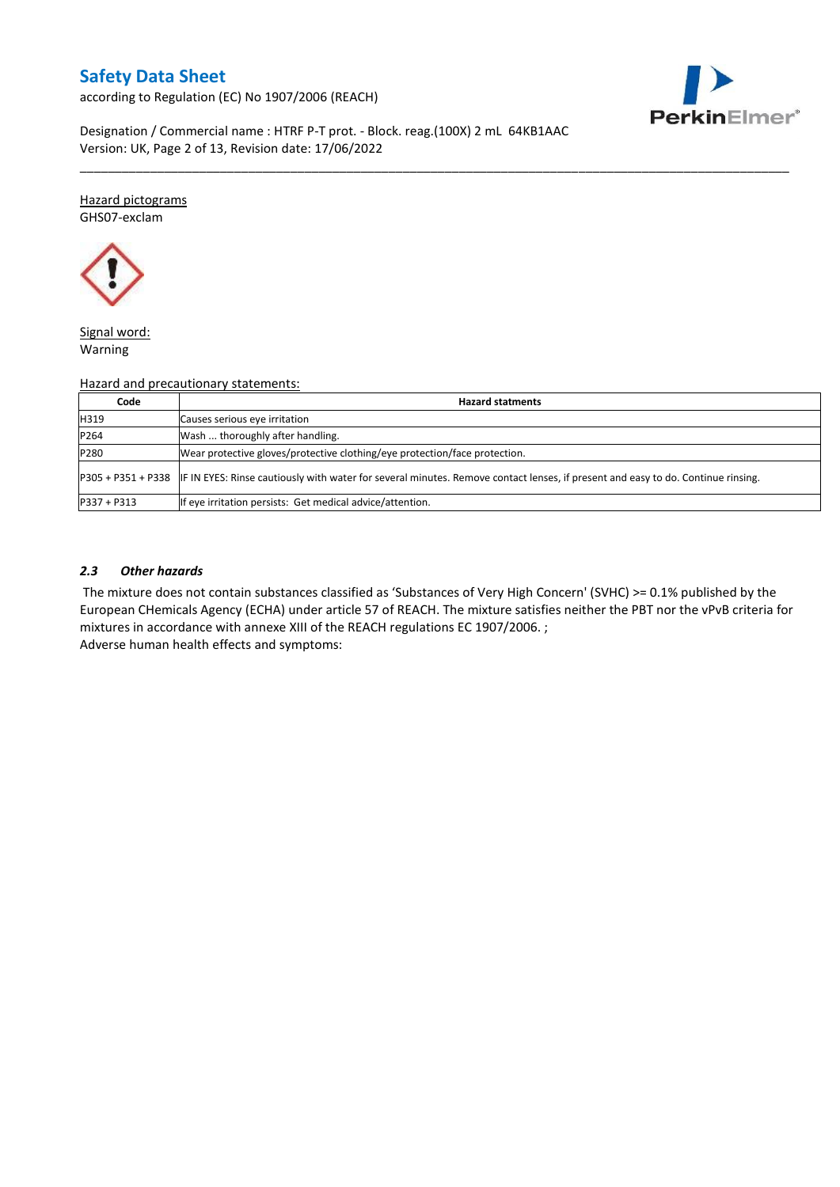Hazard pictograms

GHS07-exclam

Signal word:

Warning

Hazard and precautionary statements:

| Code | Hazard statments |
|---|---|
| H319 | Causes serious eye irritation |
| P264 | Wash ... thoroughly after handling. |
| P280 | Wear protective gloves/protective clothing/eye protection/face protection. |
| P305 + P351 + P338 | IF IN EYES: Rinse cautiously with water for several minutes. Remove contact lenses, if present and easy to do. Continue rinsing. |
| P337 + P313 | If eye irritation persists: Get medical advice/attention. |

### *2.3 Other hazards*

The mixture does not contain substances classified as 'Substances of Very High Concern' (SVHC) >= 0.1% published by the European CHemicals Agency (ECHA) under article 57 of REACH. The mixture satisfies neither the PBT nor the vPvB criteria for mixtures in accordance with annexe XIII of the REACH regulations EC 1907/2006. ;

Adverse human health effects and symptoms: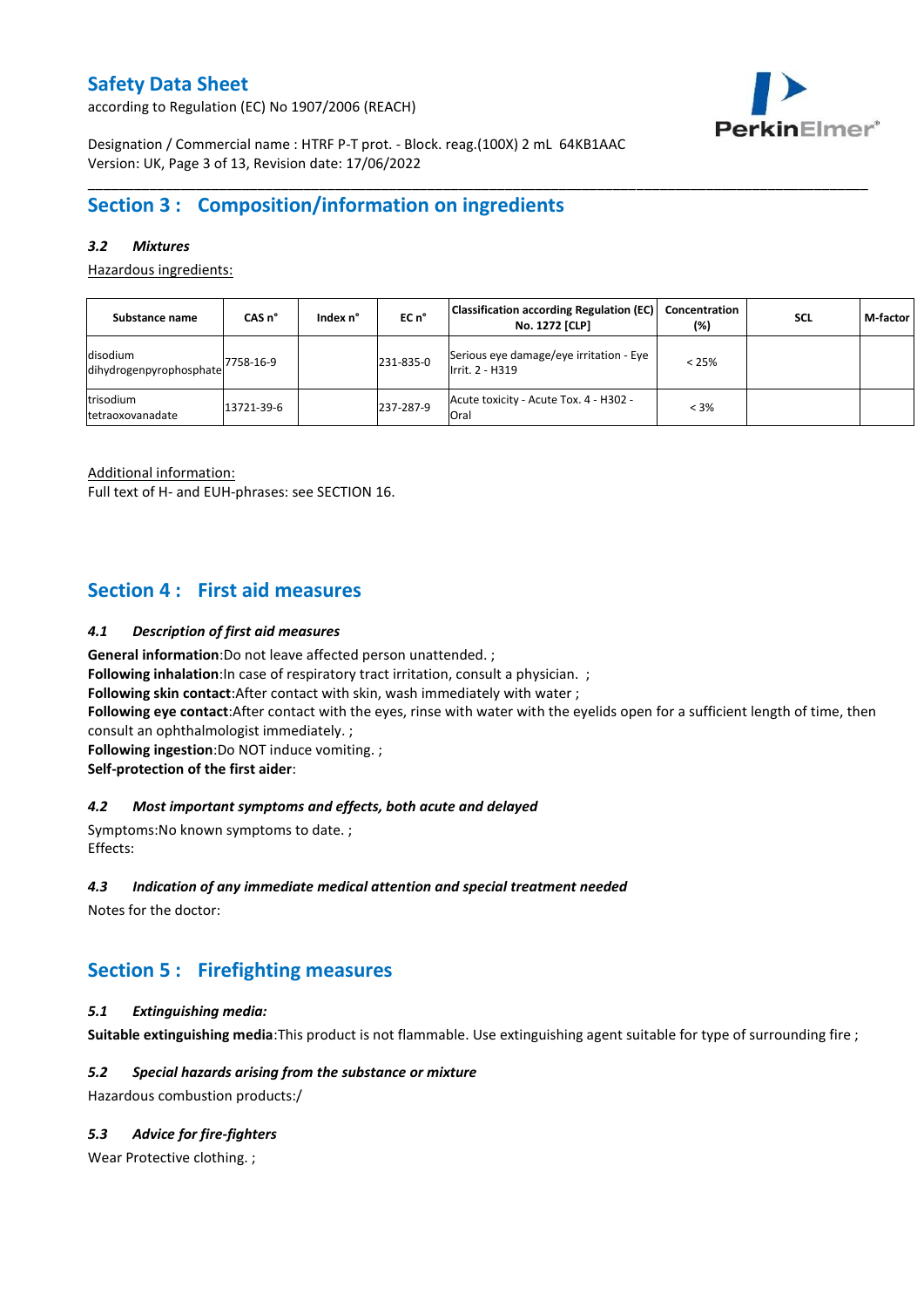## Section 3 : Composition/information on ingredients

### *3.2 Mixtures*

Hazardous ingredients:

| Substance name | CAS n° | Index n° | EC n° | Classification according Regulation (EC) No. 1272 [CLP] | Concentration (%) | SCL | M-factor |
|---|---|---|---|---|---|---|---|
| disodium dihydrogenpyrophosphate | 7758-16-9 | | 231-835-0 | Serious eye damage/eye irritation - Eye Irrit. 2 - H319 | < 25% | | |
| trisodium tetraoxovanadate | 13721-39-6 | | 237-287-9 | Acute toxicity - Acute Tox. 4 - H302 - Oral | < 3% | | |

Additional information:
Full text of H- and EUH-phrases: see SECTION 16.

## Section 4 : First aid measures

### *4.1 Description of first aid measures*

**General information**:Do not leave affected person unattended. ;
**Following inhalation**:In case of respiratory tract irritation, consult a physician. ;
**Following skin contact**:After contact with skin, wash immediately with water ;
**Following eye contact**:After contact with the eyes, rinse with water with the eyelids open for a sufficient length of time, then consult an ophthalmologist immediately. ;
**Following ingestion**:Do NOT induce vomiting. ;
**Self-protection of the first aider**:

### *4.2 Most important symptoms and effects, both acute and delayed*

Symptoms:No known symptoms to date. ;
Effects:

### *4.3 Indication of any immediate medical attention and special treatment needed*

Notes for the doctor:

## Section 5 : Firefighting measures

### *5.1 Extinguishing media:*

**Suitable extinguishing media**:This product is not flammable. Use extinguishing agent suitable for type of surrounding fire ;

### *5.2 Special hazards arising from the substance or mixture*

Hazardous combustion products:/

### *5.3 Advice for fire-fighters*

Wear Protective clothing. ;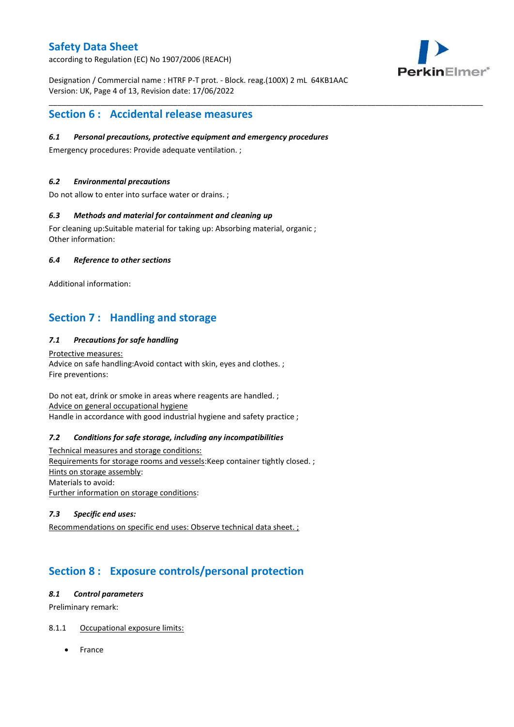## Section 6 : Accidental release measures

### *6.1 Personal precautions, protective equipment and emergency procedures*

Emergency procedures: Provide adequate ventilation. ;

### *6.2 Environmental precautions*

Do not allow to enter into surface water or drains. ;

### *6.3 Methods and material for containment and cleaning up*

For cleaning up:Suitable material for taking up: Absorbing material, organic ;
Other information:

### *6.4 Reference to other sections*

Additional information:

## Section 7 : Handling and storage

### *7.1 Precautions for safe handling*

Protective measures:
Advice on safe handling:Avoid contact with skin, eyes and clothes. ;
Fire preventions:

Do not eat, drink or smoke in areas where reagents are handled. ;
Advice on general occupational hygiene
Handle in accordance with good industrial hygiene and safety practice ;

### *7.2 Conditions for safe storage, including any incompatibilities*

Technical measures and storage conditions:
Requirements for storage rooms and vessels:Keep container tightly closed. ;
Hints on storage assembly:
Materials to avoid:
Further information on storage conditions:

### *7.3 Specific end uses:*

Recommendations on specific end uses: Observe technical data sheet. ;

## Section 8 : Exposure controls/personal protection

### *8.1 Control parameters*

Preliminary remark:

8.1.1 Occupational exposure limits:

- France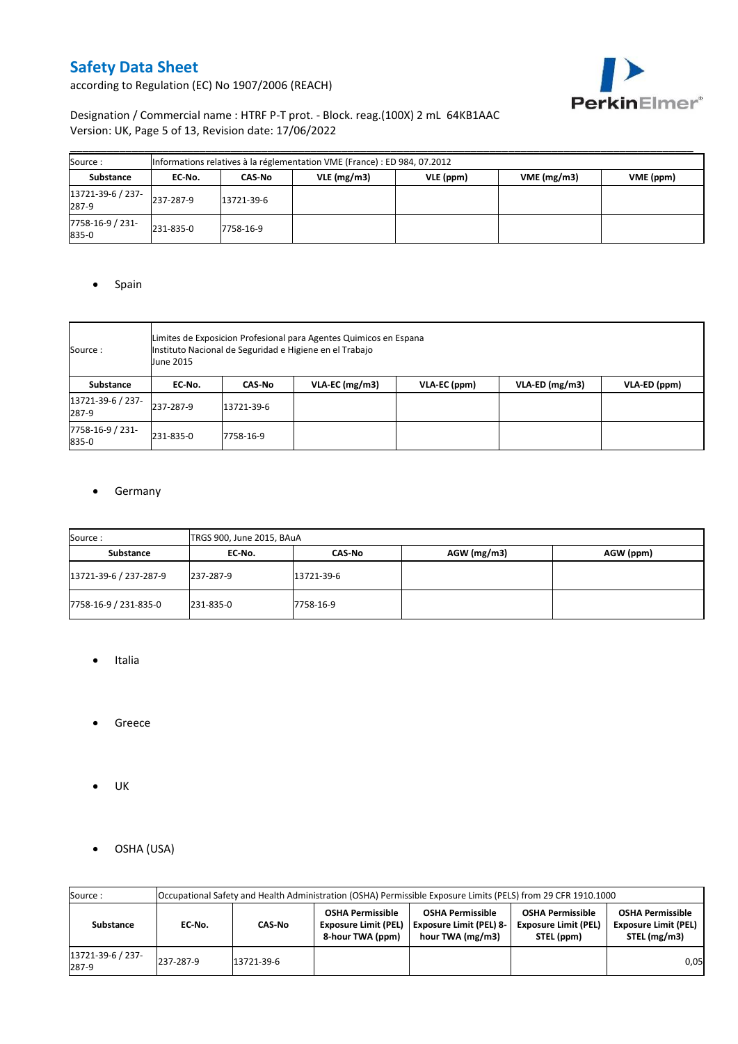| Source : | Informations relatives à la réglementation VME (France) : ED 984, 07.2012 | | | | | |
|---|---|---|---|---|---|---|
| **Substance** | **EC-No.** | **CAS-No** | **VLE (mg/m3)** | **VLE (ppm)** | **VME (mg/m3)** | **VME (ppm)** |
| 13721-39-6 / 237-287-9 | 237-287-9 | 13721-39-6 | | | | |
| 7758-16-9 / 231-835-0 | 231-835-0 | 7758-16-9 | | | | |

- Spain

| Source : | Limites de Exposicion Profesional para Agentes Quimicos en Espana<br>Instituto Nacional de Seguridad e Higiene en el Trabajo<br>June 2015 | | | | | |
|---|---|---|---|---|---|---|
| **Substance** | **EC-No.** | **CAS-No** | **VLA-EC (mg/m3)** | **VLA-EC (ppm)** | **VLA-ED (mg/m3)** | **VLA-ED (ppm)** |
| 13721-39-6 / 237-287-9 | 237-287-9 | 13721-39-6 | | | | |
| 7758-16-9 / 231-835-0 | 231-835-0 | 7758-16-9 | | | | |

- Germany

| Source : | TRGS 900, June 2015, BAuA | | | |
|---|---|---|---|---|
| **Substance** | **EC-No.** | **CAS-No** | **AGW (mg/m3)** | **AGW (ppm)** |
| 13721-39-6 / 237-287-9 | 237-287-9 | 13721-39-6 | | |
| 7758-16-9 / 231-835-0 | 231-835-0 | 7758-16-9 | | |

- Italia

- Greece

- UK

- OSHA (USA)

| Source : | Occupational Safety and Health Administration (OSHA) Permissible Exposure Limits (PELS) from 29 CFR 1910.1000 | | | | | |
|---|---|---|---|---|---|---|
| **Substance** | **EC-No.** | **CAS-No** | **OSHA Permissible Exposure Limit (PEL) 8-hour TWA (ppm)** | **OSHA Permissible Exposure Limit (PEL) 8-hour TWA (mg/m3)** | **OSHA Permissible Exposure Limit (PEL) STEL (ppm)** | **OSHA Permissible Exposure Limit (PEL) STEL (mg/m3)** |
| 13721-39-6 / 237-287-9 | 237-287-9 | 13721-39-6 | | | | 0,05 |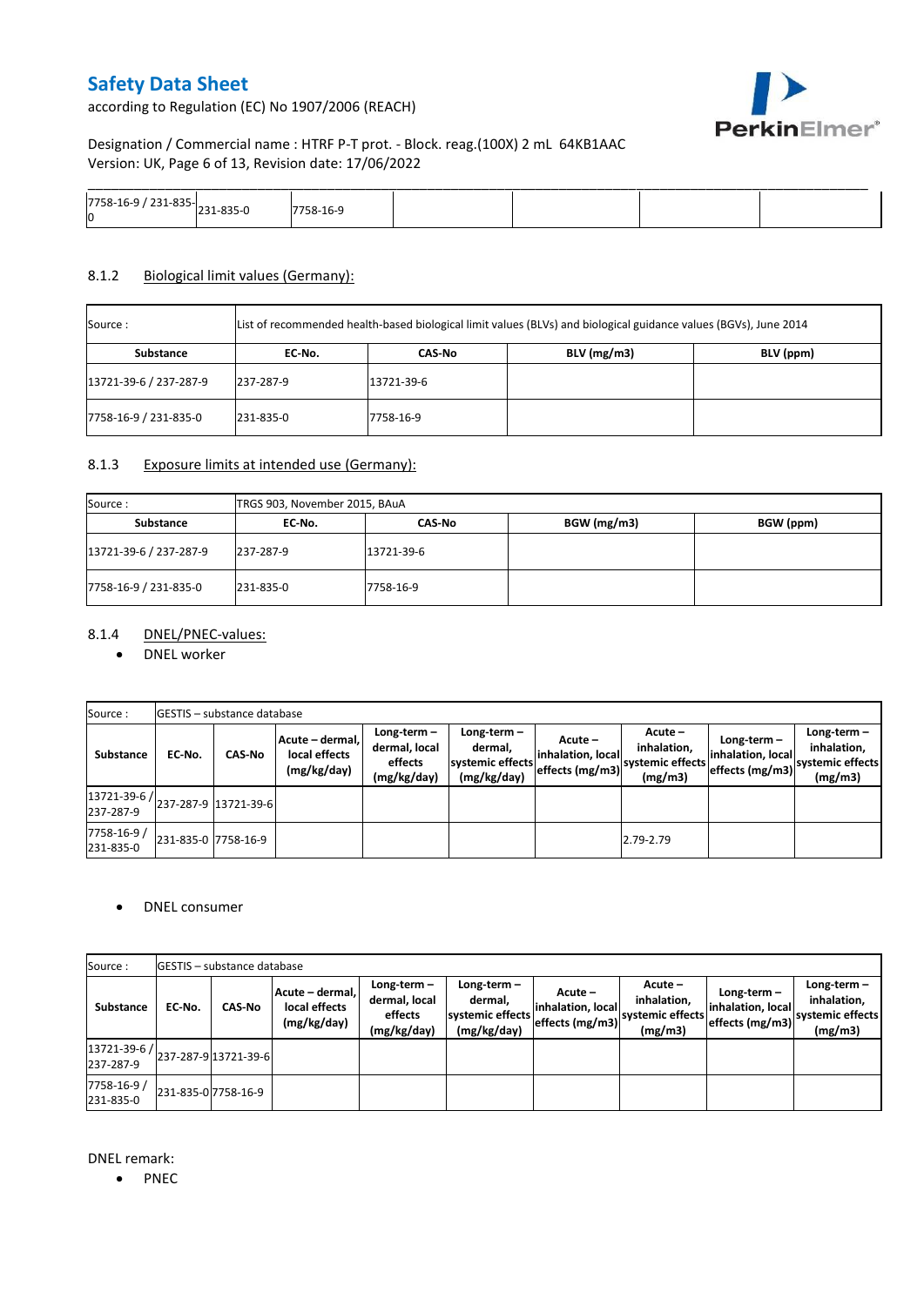| 7758-16-9 / 231-835-0 | 231-835-0 | 7758-16-9 | | | | |
|---|---|---|---|---|---|---|

### 8.1.2 Biological limit values (Germany):

| Source : | List of recommended health-based biological limit values (BLVs) and biological guidance values (BGVs), June 2014 | | | |
|---|---|---|---|---|
| **Substance** | **EC-No.** | **CAS-No** | **BLV (mg/m3)** | **BLV (ppm)** |
| 13721-39-6 / 237-287-9 | 237-287-9 | 13721-39-6 | | |
| 7758-16-9 / 231-835-0 | 231-835-0 | 7758-16-9 | | |

### 8.1.3 Exposure limits at intended use (Germany):

| Source : | TRGS 903, November 2015, BAuA | | | |
|---|---|---|---|---|
| **Substance** | **EC-No.** | **CAS-No** | **BGW (mg/m3)** | **BGW (ppm)** |
| 13721-39-6 / 237-287-9 | 237-287-9 | 13721-39-6 | | |
| 7758-16-9 / 231-835-0 | 231-835-0 | 7758-16-9 | | |

### 8.1.4 DNEL/PNEC-values:

- DNEL worker

| Source : | GESTIS – substance database | | | | | | | | | |
|---|---|---|---|---|---|---|---|---|---|---|
| **Substance** | **EC-No.** | **CAS-No** | **Acute – dermal, local effects (mg/kg/day)** | **Long-term – dermal, local effects (mg/kg/day)** | **Long-term – dermal, systemic effects (mg/kg/day)** | **Acute – inhalation, local effects (mg/m3)** | **Acute – inhalation, systemic effects (mg/m3)** | **Long-term – inhalation, local effects (mg/m3)** | **Long-term – inhalation, systemic effects (mg/m3)** |
| 13721-39-6 / 237-287-9 | 237-287-9 | 13721-39-6 | | | | | | | |
| 7758-16-9 / 231-835-0 | 231-835-0 | 7758-16-9 | | | | | 2.79-2.79 | | |

- DNEL consumer

| Source : | GESTIS – substance database | | | | | | | | | |
|---|---|---|---|---|---|---|---|---|---|---|
| **Substance** | **EC-No.** | **CAS-No** | **Acute – dermal, local effects (mg/kg/day)** | **Long-term – dermal, local effects (mg/kg/day)** | **Long-term – dermal, systemic effects (mg/kg/day)** | **Acute – inhalation, local effects (mg/m3)** | **Acute – inhalation, systemic effects (mg/m3)** | **Long-term – inhalation, local effects (mg/m3)** | **Long-term – inhalation, systemic effects (mg/m3)** |
| 13721-39-6 / 237-287-9 | 237-287-9 | 13721-39-6 | | | | | | | |
| 7758-16-9 / 231-835-0 | 231-835-0 | 7758-16-9 | | | | | | | |

DNEL remark:

- PNEC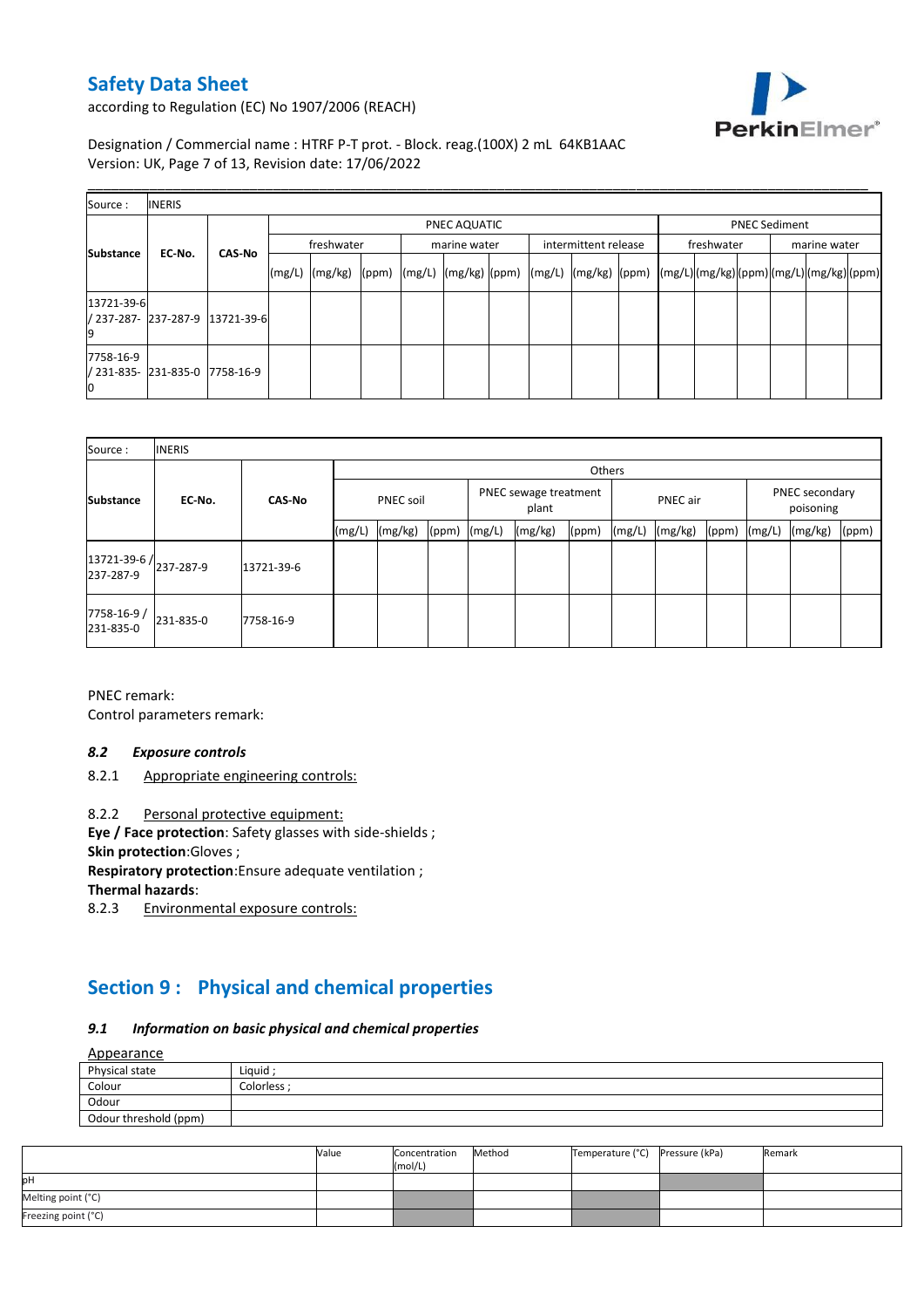| Source : | INERIS | | | | | | | | | | | | | | | | | |
|---|---|---|---|---|---|---|---|---|---|---|---|---|---|---|---|---|---|---|
| Substance | EC-No. | CAS-No | PNEC AQUATIC | | | | | | | | | PNEC Sediment | | | | | |
| | | | freshwater | | | marine water | | | intermittent release | | | freshwater | | | marine water | | |
| | | | (mg/L) | (mg/kg) | (ppm) | (mg/L) | (mg/kg) | (ppm) | (mg/L) | (mg/kg) | (ppm) | (mg/L) | (mg/kg) | (ppm) | (mg/L) | (mg/kg) | (ppm) |
| 13721-39-6 / 237-287-9 | 237-287-9 | 13721-39-6 | | | | | | | | | | | | | | | |
| 7758-16-9 / 231-835-0 | 231-835-0 | 7758-16-9 | | | | | | | | | | | | | | | |

| Source : | INERIS | | | | | | | | | | | | | |
|---|---|---|---|---|---|---|---|---|---|---|---|---|---|---|
| Substance | EC-No. | CAS-No | Others | | | | | | | | | | | |
| | | | PNEC soil | | | PNEC sewage treatment plant | | | PNEC air | | | PNEC secondary poisoning | | |
| | | | (mg/L) | (mg/kg) | (ppm) | (mg/L) | (mg/kg) | (ppm) | (mg/L) | (mg/kg) | (ppm) | (mg/L) | (mg/kg) | (ppm) |
| 13721-39-6 / 237-287-9 | 237-287-9 | 13721-39-6 | | | | | | | | | | | | |
| 7758-16-9 / 231-835-0 | 231-835-0 | 7758-16-9 | | | | | | | | | | | | |

PNEC remark:

Control parameters remark:

### *8.2 Exposure controls*

8.2.1 Appropriate engineering controls:

8.2.2 Personal protective equipment:

**Eye / Face protection**: Safety glasses with side-shields ;
**Skin protection**:Gloves ;
**Respiratory protection**:Ensure adequate ventilation ;
**Thermal hazards**:

8.2.3 Environmental exposure controls:

## Section 9 : Physical and chemical properties

### *9.1 Information on basic physical and chemical properties*

Appearance

| | |
|---|---|
| Physical state | Liquid ; |
| Colour | Colorless ; |
| Odour | |
| Odour threshold (ppm) | |

| | Value | Concentration (mol/L) | Method | Temperature (°C) | Pressure (kPa) | Remark |
|---|---|---|---|---|---|---|
| pH | | | | | | |
| Melting point (°C) | | | | | | |
| Freezing point (°C) | | | | | | |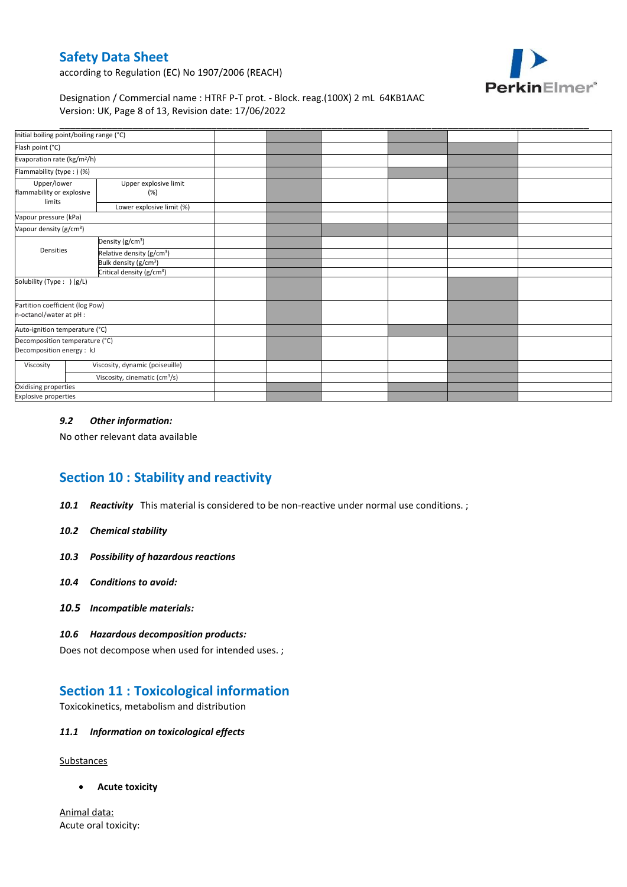| | | | | | | | |
|---|---|---|---|---|---|---|---|
| Initial boiling point/boiling range (°C) | | | | | | | |
| Flash point (°C) | | | | | | | |
| Evaporation rate (kg/m²/h) | | | | | | | |
| Flammability (type : ) (%) | | | | | | | |
| Upper/lower flammability or explosive limits | Upper explosive limit (%) | | | | | | |
| | Lower explosive limit (%) | | | | | | |
| Vapour pressure (kPa) | | | | | | | |
| Vapour density (g/cm³) | | | | | | | |
| Densities | Density (g/cm³) | | | | | | |
| | Relative density (g/cm³) | | | | | | |
| | Bulk density (g/cm³) | | | | | | |
| | Critical density (g/cm³) | | | | | | |
| Solubility (Type : ) (g/L) | | | | | | | |
| Partition coefficient (log Pow) n-octanol/water at pH : | | | | | | | |
| Auto-ignition temperature (°C) | | | | | | | |
| Decomposition temperature (°C) Decomposition energy : kJ | | | | | | | |
| Viscosity | Viscosity, dynamic (poiseuille) | | | | | | |
| | Viscosity, cinematic (cm³/s) | | | | | | |
| Oxidising properties | | | | | | | |
| Explosive properties | | | | | | | |

### *9.2 Other information:*

No other relevant data available

## Section 10 : Stability and reactivity

***10.1 Reactivity*** This material is considered to be non-reactive under normal use conditions. ;

***10.2 Chemical stability***

***10.3 Possibility of hazardous reactions***

***10.4 Conditions to avoid:***

***10.5 Incompatible materials:***

***10.6 Hazardous decomposition products:***

Does not decompose when used for intended uses. ;

## Section 11 : Toxicological information

Toxicokinetics, metabolism and distribution

### *11.1 Information on toxicological effects*

Substances

- **Acute toxicity**

Animal data:

Acute oral toxicity: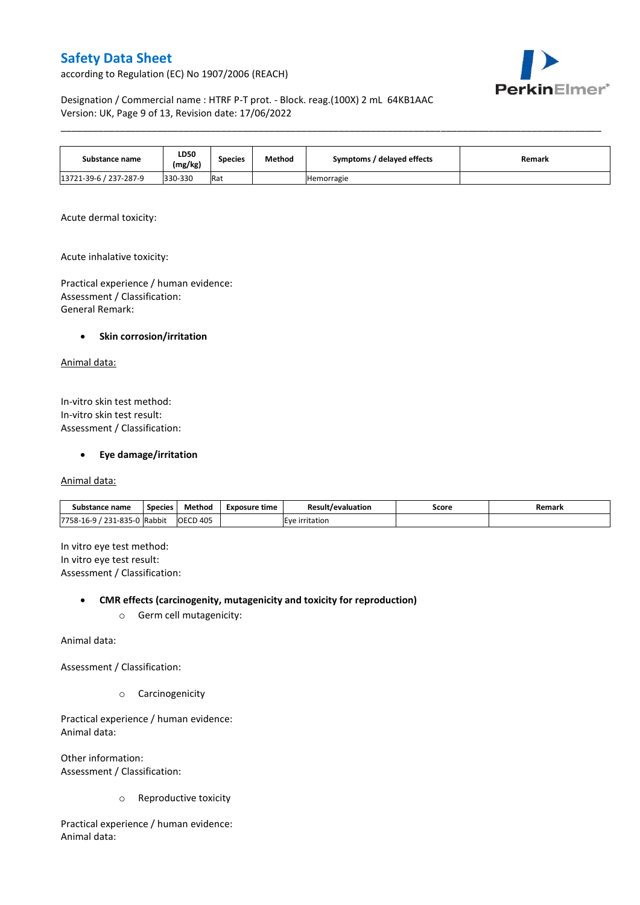| Substance name | LD50 (mg/kg) | Species | Method | Symptoms / delayed effects | Remark |
|---|---|---|---|---|---|
| 13721-39-6 / 237-287-9 | 330-330 | Rat | | Hemorragie | |

Acute dermal toxicity:

Acute inhalative toxicity:

Practical experience / human evidence:
Assessment / Classification:
General Remark:

- **Skin corrosion/irritation**

Animal data:

In-vitro skin test method:
In-vitro skin test result:
Assessment / Classification:

- **Eye damage/irritation**

Animal data:

| Substance name | Species | Method | Exposure time | Result/evaluation | Score | Remark |
|---|---|---|---|---|---|---|
| 7758-16-9 / 231-835-0 | Rabbit | OECD 405 | | Eye irritation | | |

In vitro eye test method:
In vitro eye test result:
Assessment / Classification:

- **CMR effects (carcinogenity, mutagenicity and toxicity for reproduction)**
  - Germ cell mutagenicity:

Animal data:

Assessment / Classification:

  - Carcinogenicity

Practical experience / human evidence:
Animal data:

Other information:
Assessment / Classification:

  - Reproductive toxicity

Practical experience / human evidence:
Animal data: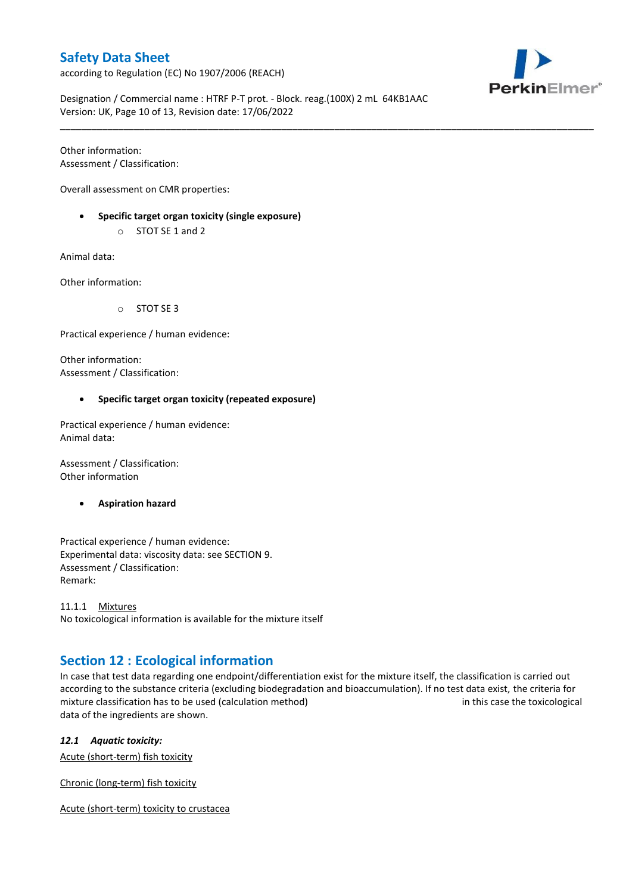Other information:
Assessment / Classification:

Overall assessment on CMR properties:

- **Specific target organ toxicity (single exposure)**
  - STOT SE 1 and 2

Animal data:

Other information:

  - STOT SE 3

Practical experience / human evidence:

Other information:
Assessment / Classification:

- **Specific target organ toxicity (repeated exposure)**

Practical experience / human evidence:
Animal data:

Assessment / Classification:
Other information

- **Aspiration hazard**

Practical experience / human evidence:
Experimental data: viscosity data: see SECTION 9.
Assessment / Classification:
Remark:

11.1.1 Mixtures
No toxicological information is available for the mixture itself

## Section 12 : Ecological information

In case that test data regarding one endpoint/differentiation exist for the mixture itself, the classification is carried out according to the substance criteria (excluding biodegradation and bioaccumulation). If no test data exist, the criteria for mixture classification has to be used (calculation method) in this case the toxicological data of the ingredients are shown.

### *12.1 Aquatic toxicity:*

Acute (short-term) fish toxicity

Chronic (long-term) fish toxicity

Acute (short-term) toxicity to crustacea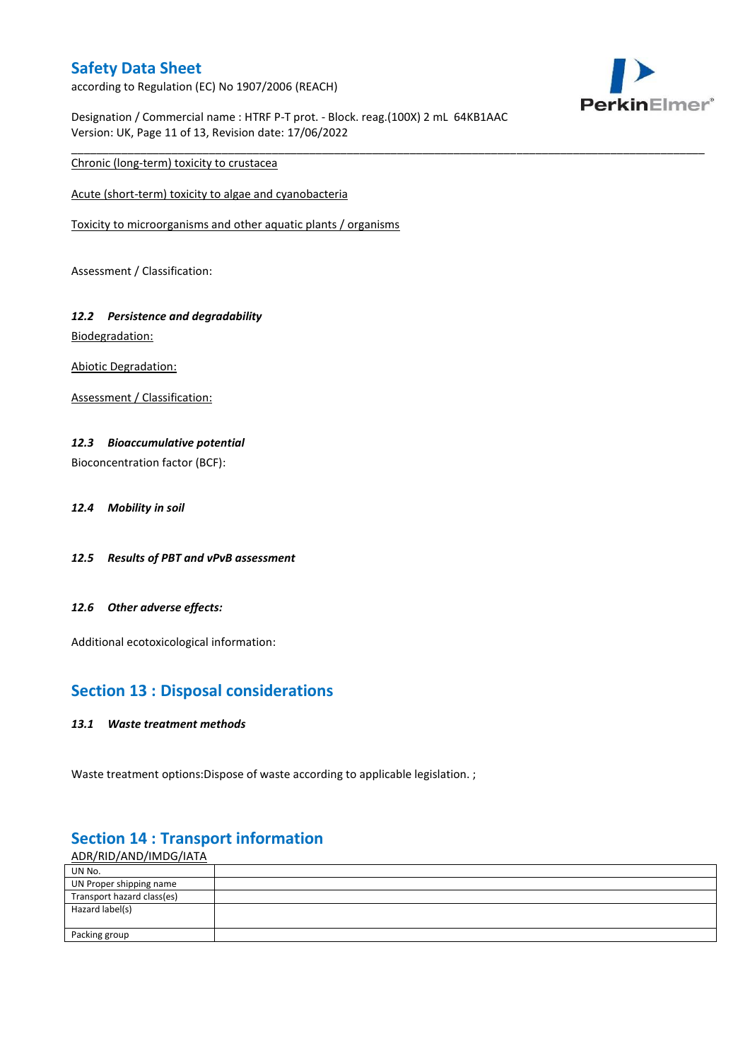Chronic (long-term) toxicity to crustacea

Acute (short-term) toxicity to algae and cyanobacteria

Toxicity to microorganisms and other aquatic plants / organisms

Assessment / Classification:

### *12.2 Persistence and degradability*

Biodegradation:

Abiotic Degradation:

Assessment / Classification:

### *12.3 Bioaccumulative potential*

Bioconcentration factor (BCF):

### *12.4 Mobility in soil*

### *12.5 Results of PBT and vPvB assessment*

### *12.6 Other adverse effects:*

Additional ecotoxicological information:

## Section 13 : Disposal considerations

### *13.1 Waste treatment methods*

Waste treatment options:Dispose of waste according to applicable legislation. ;

## Section 14 : Transport information

ADR/RID/AND/IMDG/IATA

| UN No. | |
|---|---|
| UN Proper shipping name | |
| Transport hazard class(es) | |
| Hazard label(s) | |
| Packing group | |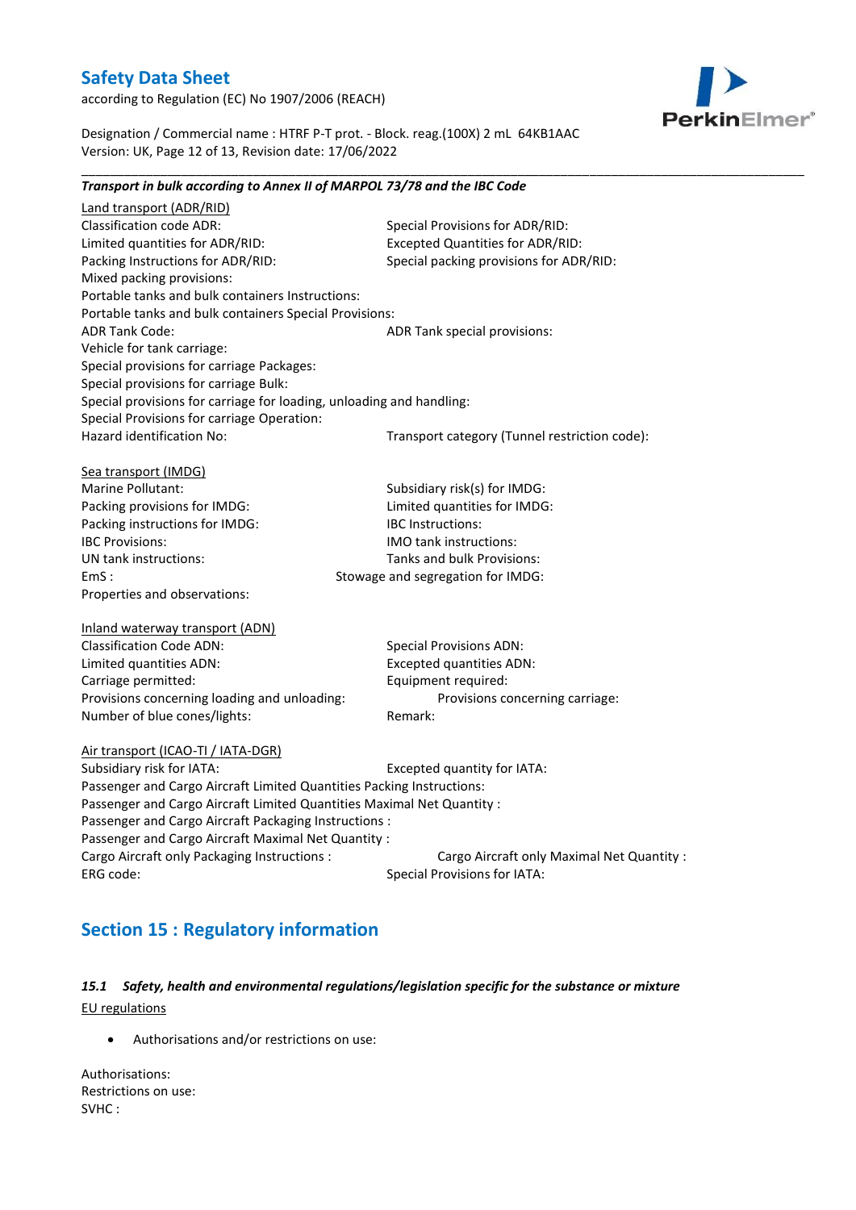***Transport in bulk according to Annex II of MARPOL 73/78 and the IBC Code***

Land transport (ADR/RID)

Classification code ADR:
Special Provisions for ADR/RID:
Limited quantities for ADR/RID:
Excepted Quantities for ADR/RID:
Packing Instructions for ADR/RID:
Special packing provisions for ADR/RID:
Mixed packing provisions:
Portable tanks and bulk containers Instructions:
Portable tanks and bulk containers Special Provisions:
ADR Tank Code:
ADR Tank special provisions:
Vehicle for tank carriage:
Special provisions for carriage Packages:
Special provisions for carriage Bulk:
Special provisions for carriage for loading, unloading and handling:
Special Provisions for carriage Operation:
Hazard identification No:
Transport category (Tunnel restriction code):

Sea transport (IMDG)

Marine Pollutant:
Subsidiary risk(s) for IMDG:
Packing provisions for IMDG:
Limited quantities for IMDG:
Packing instructions for IMDG:
IBC Instructions:
IBC Provisions:
IMO tank instructions:
UN tank instructions:
Tanks and bulk Provisions:
EmS :
Stowage and segregation for IMDG:
Properties and observations:

Inland waterway transport (ADN)

Classification Code ADN:
Special Provisions ADN:
Limited quantities ADN:
Excepted quantities ADN:
Carriage permitted:
Equipment required:
Provisions concerning loading and unloading:
Provisions concerning carriage:
Number of blue cones/lights:
Remark:

Air transport (ICAO-TI / IATA-DGR)

Subsidiary risk for IATA:
Excepted quantity for IATA:
Passenger and Cargo Aircraft Limited Quantities Packing Instructions:
Passenger and Cargo Aircraft Limited Quantities Maximal Net Quantity :
Passenger and Cargo Aircraft Packaging Instructions :
Passenger and Cargo Aircraft Maximal Net Quantity :
Cargo Aircraft only Packaging Instructions :
Cargo Aircraft only Maximal Net Quantity :
ERG code:
Special Provisions for IATA:

## Section 15 : Regulatory information

### *15.1 Safety, health and environmental regulations/legislation specific for the substance or mixture*

EU regulations

- Authorisations and/or restrictions on use:

Authorisations:
Restrictions on use:
SVHC :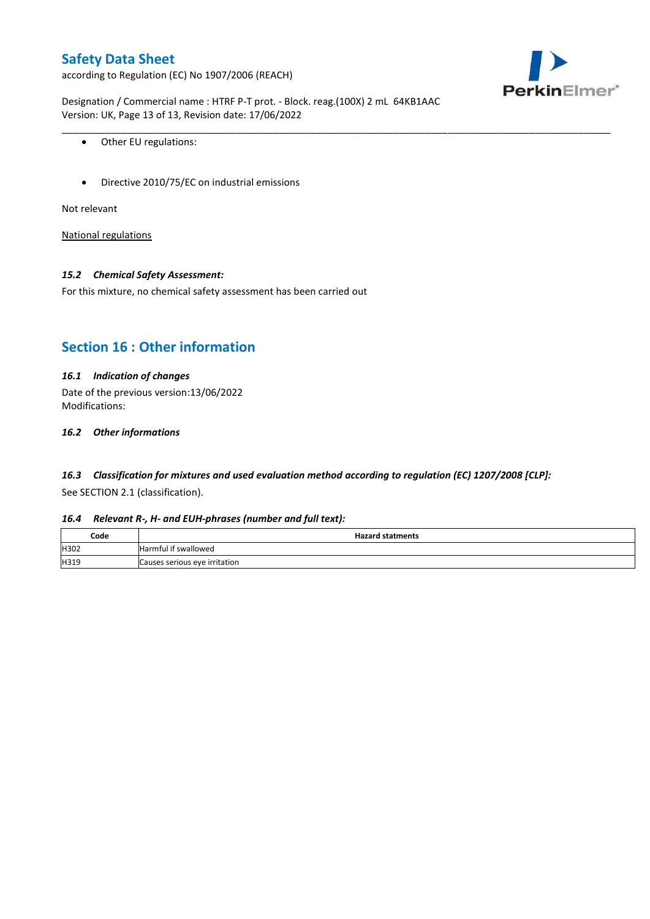- Other EU regulations:

- Directive 2010/75/EC on industrial emissions

Not relevant

National regulations

### *15.2 Chemical Safety Assessment:*

For this mixture, no chemical safety assessment has been carried out

## Section 16 : Other information

### *16.1 Indication of changes*

Date of the previous version:13/06/2022
Modifications:

### *16.2 Other informations*

### *16.3 Classification for mixtures and used evaluation method according to regulation (EC) 1207/2008 [CLP]:*

See SECTION 2.1 (classification).

### *16.4 Relevant R-, H- and EUH-phrases (number and full text):*

| Code | Hazard statments |
|---|---|
| H302 | Harmful if swallowed |
| H319 | Causes serious eye irritation |